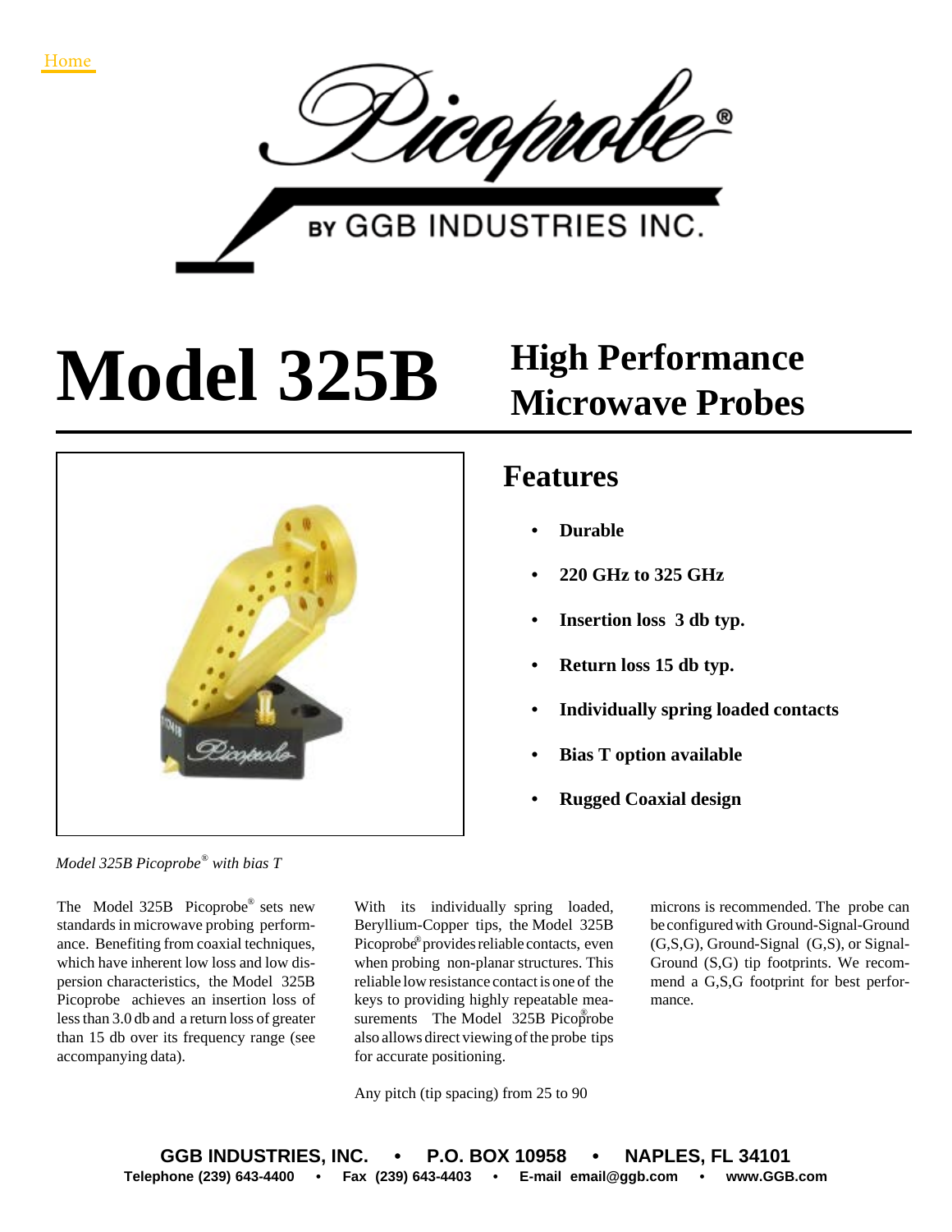Home

Picoprobe®

BY GGB INDUSTRIES INC.

# Model 325B

## High Performance Microwave Probes

## Features

- **Durable**
- **220 GHz to 325 GHz**
- **Insertion loss 3 db typ.**
- **Return loss 15 db typ.**
- **Individually spring loaded contacts**
- **Bias T option available**
- **Rugged Coaxial design**

*Model 325B Picoprobe® with bias T*

The Model 325B Picoprobe® sets new standards in microwave probing performance. Benefiting from coaxial techniques, which have inherent low loss and low dispersion characteristics, the Model 325B Picoprobe achieves an insertion loss of less than 3.0 db and a return loss of greater than 15 db over its frequency range (see accompanying data).

With its individually spring loaded, Beryllium-Copper tips, the Model 325B Picoprobe® provides reliable contacts, even when probing non-planar structures. This reliable low resistance contact is one of the keys to providing highly repeatable measurements The Model 325B Picoprobe® also allows direct viewing of the probe tips for accurate positioning.

Any pitch (tip spacing) from 25 to 90 microns is recommended. The probe can be configured with Ground-Signal-Ground (G,S,G), Ground-Signal (G,S), or Signal-Ground (S,G) tip footprints. We recommend a G,S,G footprint for best performance.

**GGB INDUSTRIES, INC. • P.O. BOX 10958 • NAPLES, FL 34101**
**Telephone (239) 643-4400 • Fax (239) 643-4403 • E-mail email@ggb.com • www.GGB.com**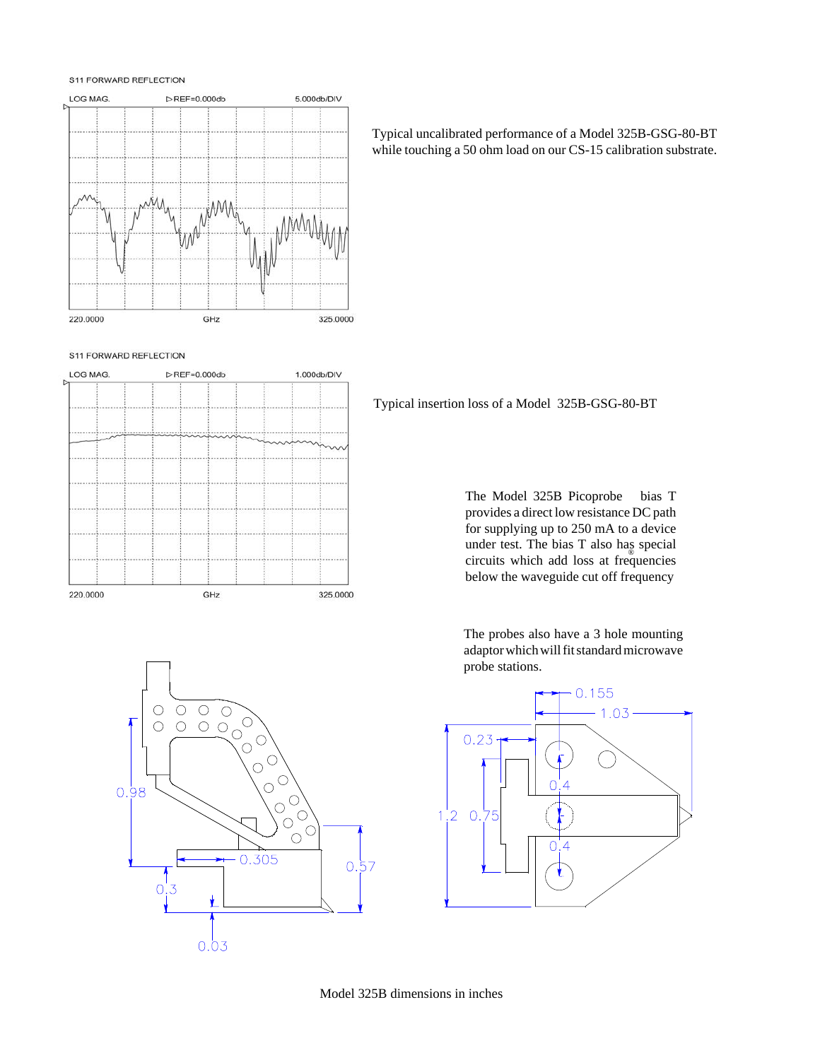S11 FORWARD REFLECTION

LOG MAG.

▷REF=0.000db

5.000db/DIV

220.0000

GHz

325.0000

Typical uncalibrated performance of a Model 325B-GSG-80-BT while touching a 50 ohm load on our CS-15 calibration substrate.

S11 FORWARD REFLECTION

LOG MAG.

▷REF=0.000db

1.000db/DIV

220.0000

GHz

325.0000

Typical insertion loss of a Model 325B-GSG-80-BT

The Model 325B Picoprobe® bias T provides a direct low resistance DC path for supplying up to 250 mA to a device under test. The bias T also has special circuits which add loss at frequencies below the waveguide cut off frequency

The probes also have a 3 hole mounting adaptor which will fit standard microwave probe stations.

0.98

0.305

0.57

0.3

0.03

0.155

1.03

0.23

0.4

1.2

0.75

0.4

Model 325B dimensions in inches